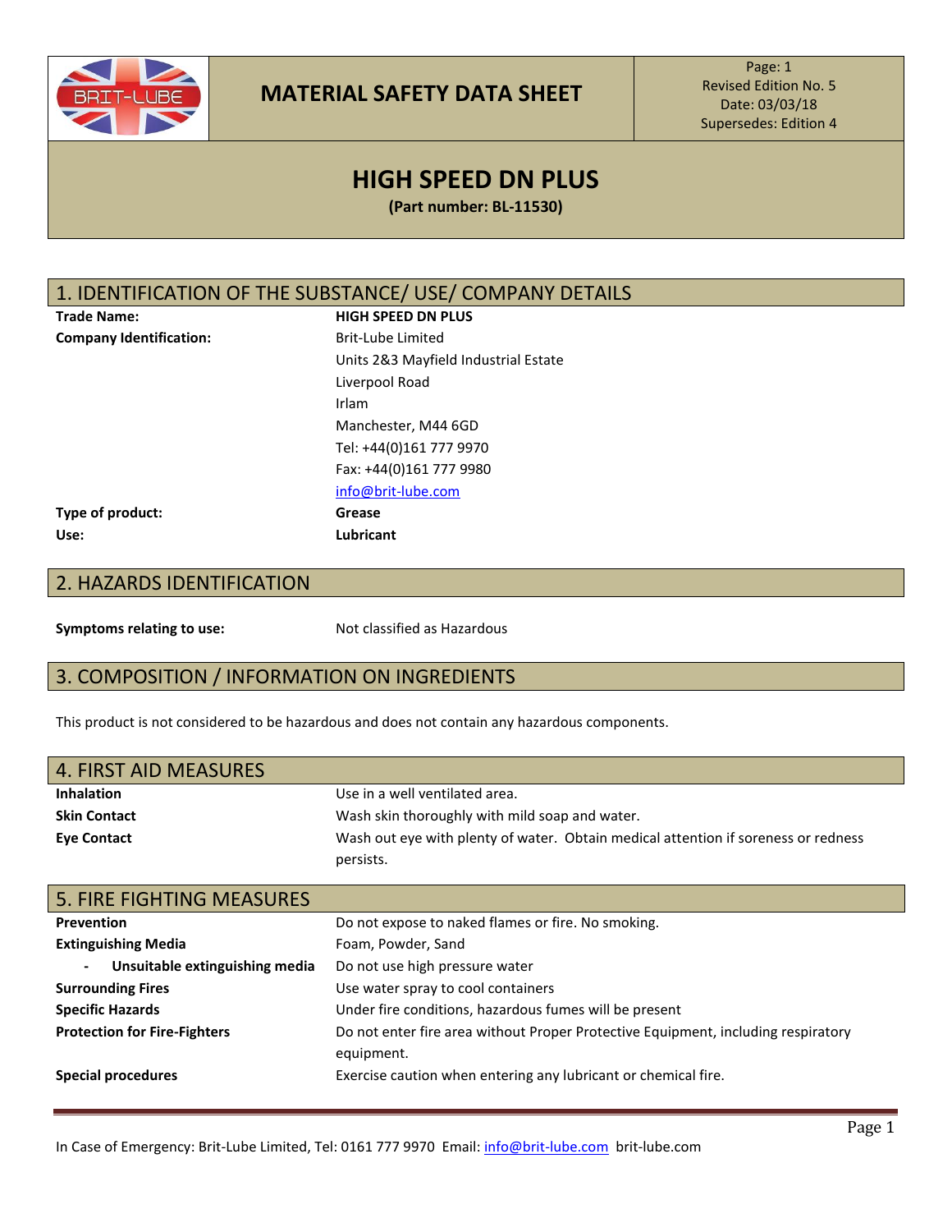# MATERIAL SAFETY DATA SHEET

Page: 1
Revised Edition No. 5
Date: 03/03/18
Supersedes: Edition 4

# HIGH SPEED DN PLUS

**(Part number: BL-11530)**

## 1. IDENTIFICATION OF THE SUBSTANCE/ USE/ COMPANY DETAILS

| | |
|---|---|
| **Trade Name:** | **HIGH SPEED DN PLUS** |
| **Company Identification:** | Brit-Lube Limited<br>Units 2&3 Mayfield Industrial Estate<br>Liverpool Road<br>Irlam<br>Manchester, M44 6GD<br>Tel: +44(0)161 777 9970<br>Fax: +44(0)161 777 9980<br>info@brit-lube.com |
| **Type of product:** | **Grease** |
| **Use:** | **Lubricant** |

## 2. HAZARDS IDENTIFICATION

| | |
|---|---|
| **Symptoms relating to use:** | Not classified as Hazardous |

## 3. COMPOSITION / INFORMATION ON INGREDIENTS

This product is not considered to be hazardous and does not contain any hazardous components.

## 4. FIRST AID MEASURES

| | |
|---|---|
| **Inhalation** | Use in a well ventilated area. |
| **Skin Contact** | Wash skin thoroughly with mild soap and water. |
| **Eye Contact** | Wash out eye with plenty of water. Obtain medical attention if soreness or redness persists. |

## 5. FIRE FIGHTING MEASURES

| | |
|---|---|
| **Prevention** | Do not expose to naked flames or fire. No smoking. |
| **Extinguishing Media** | Foam, Powder, Sand |
| - **Unsuitable extinguishing media** | Do not use high pressure water |
| **Surrounding Fires** | Use water spray to cool containers |
| **Specific Hazards** | Under fire conditions, hazardous fumes will be present |
| **Protection for Fire-Fighters** | Do not enter fire area without Proper Protective Equipment, including respiratory equipment. |
| **Special procedures** | Exercise caution when entering any lubricant or chemical fire. |

In Case of Emergency: Brit-Lube Limited, Tel: 0161 777 9970 Email: info@brit-lube.com brit-lube.com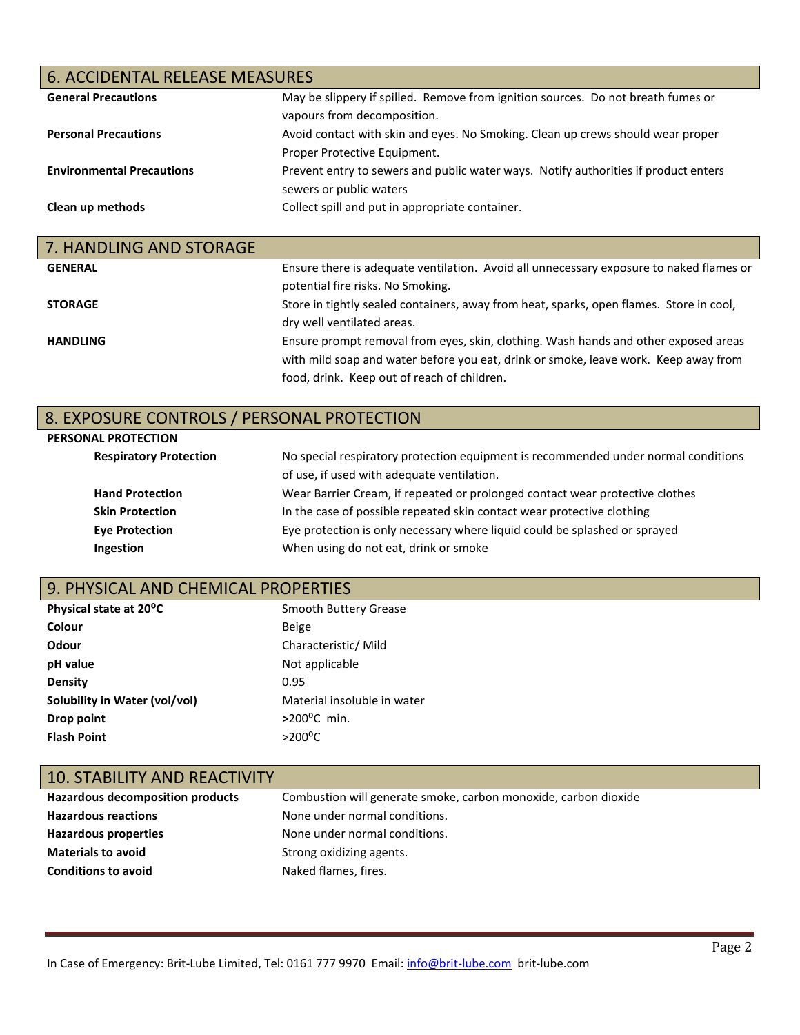## 6. ACCIDENTAL RELEASE MEASURES

| | |
|---|---|
| **General Precautions** | May be slippery if spilled. Remove from ignition sources. Do not breath fumes or vapours from decomposition. |
| **Personal Precautions** | Avoid contact with skin and eyes. No Smoking. Clean up crews should wear proper Proper Protective Equipment. |
| **Environmental Precautions** | Prevent entry to sewers and public water ways. Notify authorities if product enters sewers or public waters |
| **Clean up methods** | Collect spill and put in appropriate container. |

## 7. HANDLING AND STORAGE

| | |
|---|---|
| **GENERAL** | Ensure there is adequate ventilation. Avoid all unnecessary exposure to naked flames or potential fire risks. No Smoking. |
| **STORAGE** | Store in tightly sealed containers, away from heat, sparks, open flames. Store in cool, dry well ventilated areas. |
| **HANDLING** | Ensure prompt removal from eyes, skin, clothing. Wash hands and other exposed areas with mild soap and water before you eat, drink or smoke, leave work. Keep away from food, drink. Keep out of reach of children. |

## 8. EXPOSURE CONTROLS / PERSONAL PROTECTION

**PERSONAL PROTECTION**

| | |
|---|---|
| **Respiratory Protection** | No special respiratory protection equipment is recommended under normal conditions of use, if used with adequate ventilation. |
| **Hand Protection** | Wear Barrier Cream, if repeated or prolonged contact wear protective clothes |
| **Skin Protection** | In the case of possible repeated skin contact wear protective clothing |
| **Eye Protection** | Eye protection is only necessary where liquid could be splashed or sprayed |
| **Ingestion** | When using do not eat, drink or smoke |

## 9. PHYSICAL AND CHEMICAL PROPERTIES

| | |
|---|---|
| **Physical state at 20°C** | Smooth Buttery Grease |
| **Colour** | Beige |
| **Odour** | Characteristic/ Mild |
| **pH value** | Not applicable |
| **Density** | 0.95 |
| **Solubility in Water (vol/vol)** | Material insoluble in water |
| **Drop point** | **>**200°C min. |
| **Flash Point** | >200°C |

## 10. STABILITY AND REACTIVITY

| | |
|---|---|
| **Hazardous decomposition products** | Combustion will generate smoke, carbon monoxide, carbon dioxide |
| **Hazardous reactions** | None under normal conditions. |
| **Hazardous properties** | None under normal conditions. |
| **Materials to avoid** | Strong oxidizing agents. |
| **Conditions to avoid** | Naked flames, fires. |

In Case of Emergency: Brit-Lube Limited, Tel: 0161 777 9970 Email: info@brit-lube.com brit-lube.com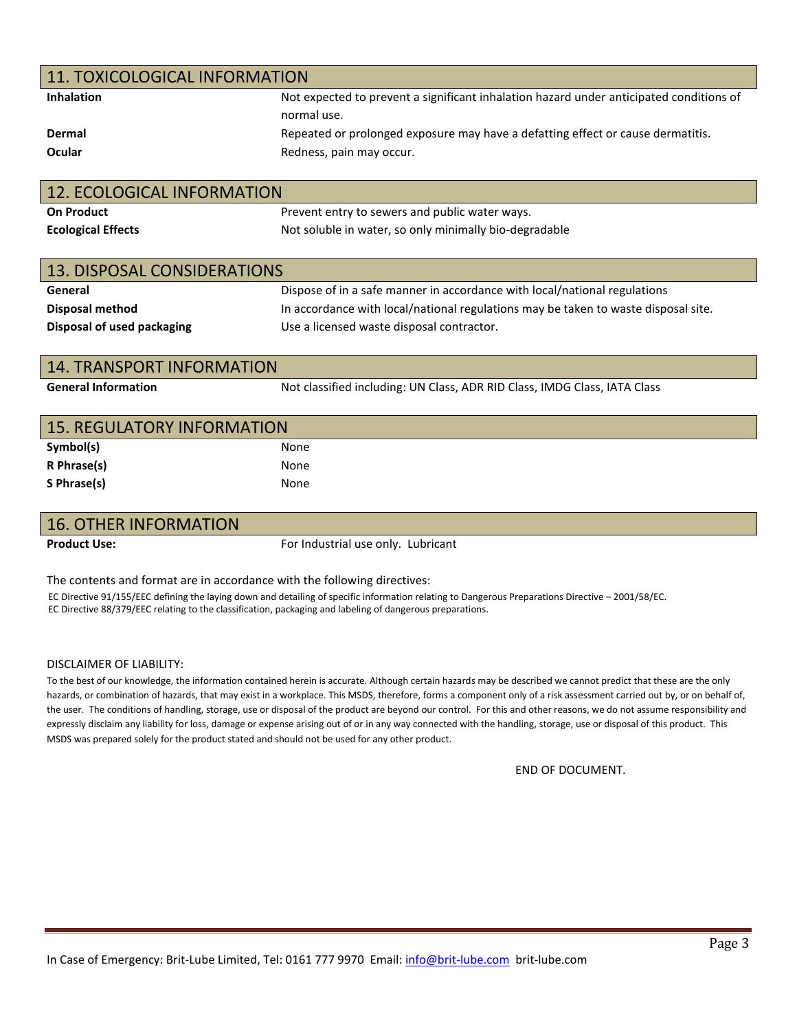## 11. TOXICOLOGICAL INFORMATION

| | |
|---|---|
| **Inhalation** | Not expected to prevent a significant inhalation hazard under anticipated conditions of normal use. |
| **Dermal** | Repeated or prolonged exposure may have a defatting effect or cause dermatitis. |
| **Ocular** | Redness, pain may occur. |

## 12. ECOLOGICAL INFORMATION

| | |
|---|---|
| **On Product** | Prevent entry to sewers and public water ways. |
| **Ecological Effects** | Not soluble in water, so only minimally bio-degradable |

## 13. DISPOSAL CONSIDERATIONS

| | |
|---|---|
| **General** | Dispose of in a safe manner in accordance with local/national regulations |
| **Disposal method** | In accordance with local/national regulations may be taken to waste disposal site. |
| **Disposal of used packaging** | Use a licensed waste disposal contractor. |

## 14. TRANSPORT INFORMATION

| | |
|---|---|
| **General Information** | Not classified including: UN Class, ADR RID Class, IMDG Class, IATA Class |

## 15. REGULATORY INFORMATION

| | |
|---|---|
| **Symbol(s)** | None |
| **R Phrase(s)** | None |
| **S Phrase(s)** | None |

## 16. OTHER INFORMATION

| | |
|---|---|
| **Product Use:** | For Industrial use only. Lubricant |

The contents and format are in accordance with the following directives:

EC Directive 91/155/EEC defining the laying down and detailing of specific information relating to Dangerous Preparations Directive – 2001/58/EC.
EC Directive 88/379/EEC relating to the classification, packaging and labeling of dangerous preparations.

DISCLAIMER OF LIABILITY:

To the best of our knowledge, the information contained herein is accurate. Although certain hazards may be described we cannot predict that these are the only hazards, or combination of hazards, that may exist in a workplace. This MSDS, therefore, forms a component only of a risk assessment carried out by, or on behalf of, the user. The conditions of handling, storage, use or disposal of the product are beyond our control. For this and other reasons, we do not assume responsibility and expressly disclaim any liability for loss, damage or expense arising out of or in any way connected with the handling, storage, use or disposal of this product. This MSDS was prepared solely for the product stated and should not be used for any other product.

END OF DOCUMENT.

In Case of Emergency: Brit-Lube Limited, Tel: 0161 777 9970 Email: info@brit-lube.com brit-lube.com